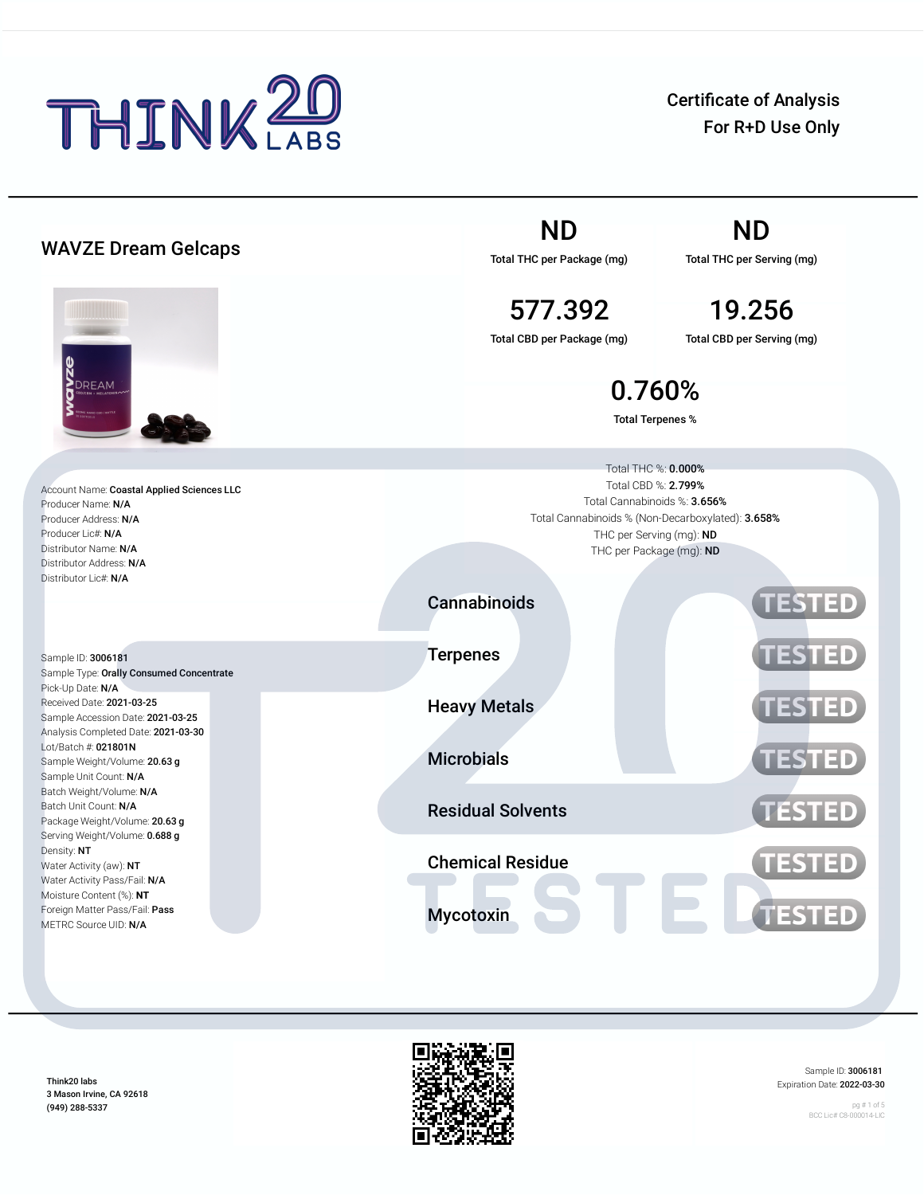# THINK20 LABS

Certificate of Analysis
For R+D Use Only

## WAVZE Dream Gelcaps

| ND | ND |
|---|---|
| Total THC per Package (mg) | Total THC per Serving (mg) |
| **577.392** | **19.256** |
| Total CBD per Package (mg) | Total CBD per Serving (mg) |

**0.760%**
Total Terpenes %

Total THC %: **0.000%**
Total CBD %: **2.799%**
Total Cannabinoids %: **3.656%**
Total Cannabinoids % (Non-Decarboxylated): **3.658%**
THC per Serving (mg): **ND**
THC per Package (mg): **ND**

Account Name: **Coastal Applied Sciences LLC**
Producer Name: **N/A**
Producer Address: **N/A**
Producer Lic#: **N/A**
Distributor Name: **N/A**
Distributor Address: **N/A**
Distributor Lic#: **N/A**

Sample ID: **3006181**
Sample Type: **Orally Consumed Concentrate**
Pick-Up Date: **N/A**
Received Date: **2021-03-25**
Sample Accession Date: **2021-03-25**
Analysis Completed Date: **2021-03-30**
Lot/Batch #: **021801N**
Sample Weight/Volume: **20.63 g**
Sample Unit Count: **N/A**
Batch Weight/Volume: **N/A**
Batch Unit Count: **N/A**
Package Weight/Volume: **20.63 g**
Serving Weight/Volume: **0.688 g**
Density: **NT**
Water Activity (aw): **NT**
Water Activity Pass/Fail: **N/A**
Moisture Content (%): **NT**
Foreign Matter Pass/Fail: **Pass**
METRC Source UID: **N/A**

| Test | Status |
|---|---|
| Cannabinoids | TESTED |
| Terpenes | TESTED |
| Heavy Metals | TESTED |
| Microbials | TESTED |
| Residual Solvents | TESTED |
| Chemical Residue | TESTED |
| Mycotoxin | TESTED |

Think20 labs
3 Mason Irvine, CA 92618
(949) 288-5337

Sample ID: 3006181
Expiration Date: 2022-03-30

BCC Lic# C8-000014-LIC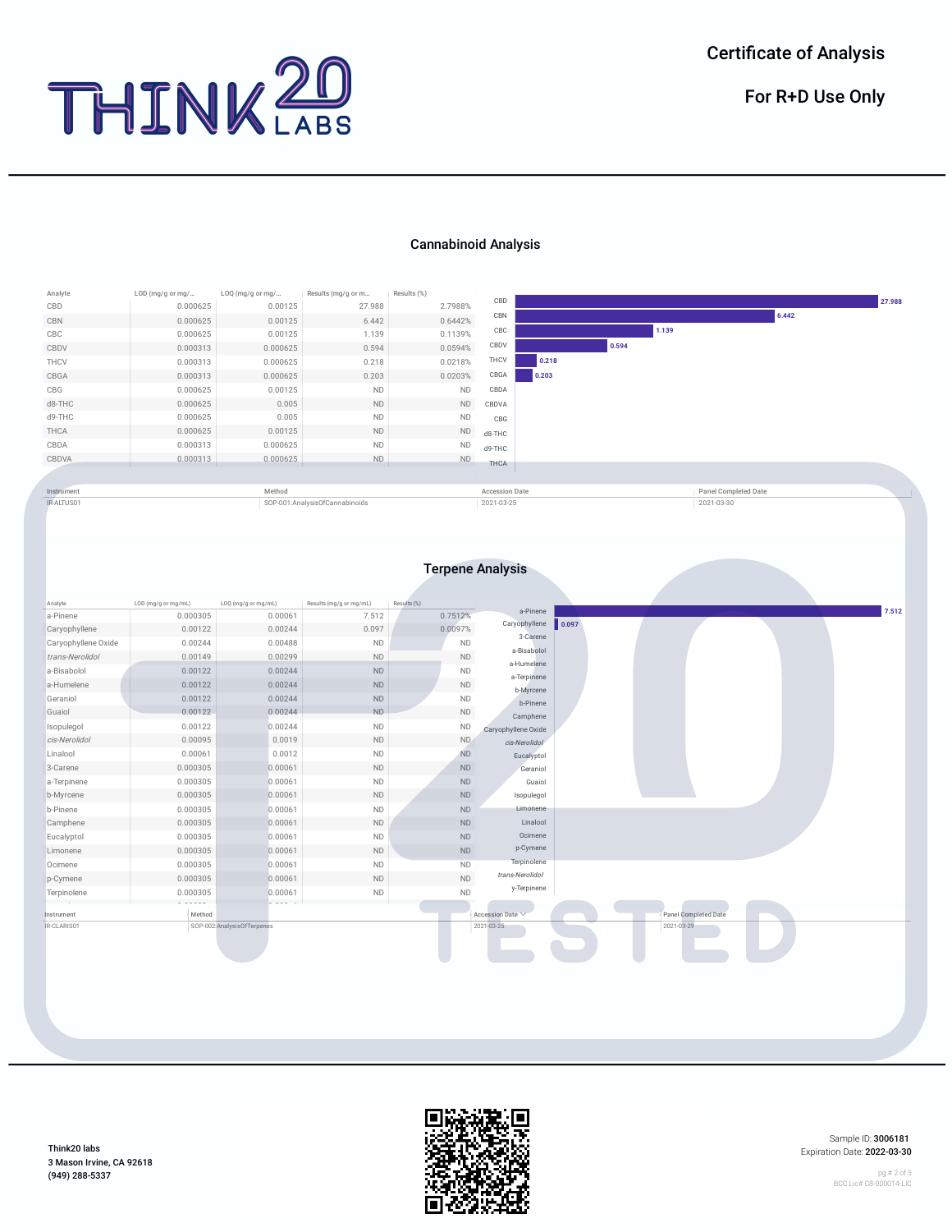# Certificate of Analysis

## For R+D Use Only

## Cannabinoid Analysis

| Analyte | LOD (mg/g or mg/... | LOQ (mg/g or mg/... | Results (mg/g or m... | Results (%) |
|---|---|---|---|---|
| CBD | 0.000625 | 0.00125 | 27.988 | 2.7988% |
| CBN | 0.000625 | 0.00125 | 6.442 | 0.6442% |
| CBC | 0.000625 | 0.00125 | 1.139 | 0.1139% |
| CBDV | 0.000313 | 0.000625 | 0.594 | 0.0594% |
| THCV | 0.000313 | 0.000625 | 0.218 | 0.0218% |
| CBGA | 0.000313 | 0.000625 | 0.203 | 0.0203% |
| CBG | 0.000625 | 0.00125 | ND | ND |
| d8-THC | 0.000625 | 0.005 | ND | ND |
| d9-THC | 0.000625 | 0.005 | ND | ND |
| THCA | 0.000625 | 0.00125 | ND | ND |
| CBDA | 0.000313 | 0.000625 | ND | ND |
| CBDVA | 0.000313 | 0.000625 | ND | ND |

| Instrument | Method | Accession Date | Panel Completed Date |
|---|---|---|---|
| IR-ALTUS01 | SOP-001:AnalysisOfCannabinoids | 2021-03-25 | 2021-03-30 |

## Terpene Analysis

| Analyte | LOD (mg/g or mg/mL) | LOQ (mg/g or mg/mL) | Results (mg/g or mg/mL) | Results (%) |
|---|---|---|---|---|
| a-Pinene | 0.000305 | 0.00061 | 7.512 | 0.7512% |
| Caryophyllene | 0.00122 | 0.00244 | 0.097 | 0.0097% |
| Caryophyllene Oxide | 0.00244 | 0.00488 | ND | ND |
| *trans-Nerolidol* | 0.00149 | 0.00299 | ND | ND |
| a-Bisabolol | 0.00122 | 0.00244 | ND | ND |
| a-Humelene | 0.00122 | 0.00244 | ND | ND |
| Geraniol | 0.00122 | 0.00244 | ND | ND |
| Guaiol | 0.00122 | 0.00244 | ND | ND |
| Isopulegol | 0.00122 | 0.00244 | ND | ND |
| *cis-Nerolidol* | 0.00095 | 0.0019 | ND | ND |
| Linalool | 0.00061 | 0.0012 | ND | ND |
| 3-Carene | 0.000305 | 0.00061 | ND | ND |
| a-Terpinene | 0.000305 | 0.00061 | ND | ND |
| b-Myrcene | 0.000305 | 0.00061 | ND | ND |
| b-Pinene | 0.000305 | 0.00061 | ND | ND |
| Camphene | 0.000305 | 0.00061 | ND | ND |
| Eucalyptol | 0.000305 | 0.00061 | ND | ND |
| Limonene | 0.000305 | 0.00061 | ND | ND |
| Ocimene | 0.000305 | 0.00061 | ND | ND |
| p-Cymene | 0.000305 | 0.00061 | ND | ND |
| Terpinolene | 0.000305 | 0.00061 | ND | ND |

| Instrument | Method | Accession Date | Panel Completed Date |
|---|---|---|---|
| IR-CLARIS01 | SOP-002:AnalysisOfTerpenes | 2021-03-25 | 2021-03-29 |

Think20 labs
3 Mason Irvine, CA 92618
(949) 288-5337

Sample ID: 3006181
Expiration Date: 2022-03-30

BCC Lic# C8-000014-LIC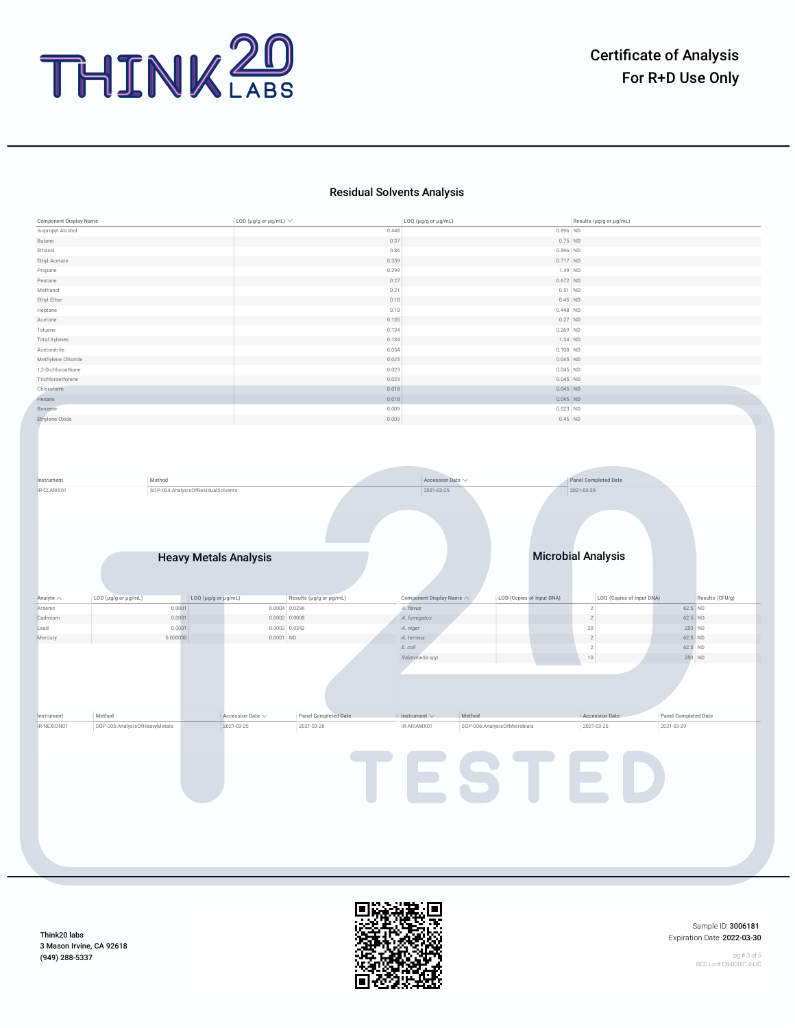Certificate of Analysis
For R+D Use Only

## Residual Solvents Analysis

| Component Display Name | LOD (μg/g or μg/mL) | LOQ (μg/g or μg/mL) | Results (μg/g or μg/mL) |
|---|---|---|---|
| Isopropyl Alcohol | 0.448 | 0.896 | ND |
| Butane | 0.37 | 0.75 | ND |
| Ethanol | 0.36 | 0.896 | ND |
| Ethyl Acetate | 0.359 | 0.717 | ND |
| Propane | 0.299 | 1.49 | ND |
| Pentane | 0.27 | 0.672 | ND |
| Methanol | 0.21 | 0.51 | ND |
| Ethyl Ether | 0.18 | 0.45 | ND |
| Heptane | 0.18 | 0.448 | ND |
| Acetone | 0.135 | 0.27 | ND |
| Toluene | 0.134 | 0.269 | ND |
| Total Xylenes | 0.134 | 1.34 | ND |
| Acetonitrile | 0.054 | 0.108 | ND |
| Methylene Chloride | 0.025 | 0.045 | ND |
| 1,2-Dichloroethane | 0.023 | 0.045 | ND |
| Trichloroethylene | 0.023 | 0.045 | ND |
| Chloroform | 0.018 | 0.045 | ND |
| Hexane | 0.018 | 0.045 | ND |
| Benzene | 0.009 | 0.023 | ND |
| Ethylene Oxide | 0.009 | 0.45 | ND |

| Instrument | Method | Accession Date | Panel Completed Date |
|---|---|---|---|
| IR-CLARIS01 | SOP-004:AnalysisOfResidualSolvents | 2021-03-25 | 2021-03-29 |

## Heavy Metals Analysis

| Analyte | LOD (μg/g or μg/mL) | LOQ (μg/g or μg/mL) | Results (μg/g or μg/mL) |
|---|---|---|---|
| Arsenic | 0.0001 | 0.0004 | 0.0296 |
| Cadmium | 0.0001 | 0.0002 | 0.0008 |
| Lead | 0.0001 | 0.0002 | 0.0342 |
| Mercury | 0.000030 | 0.0001 | ND |

| Instrument | Method | Accession Date | Panel Completed Date |
|---|---|---|---|
| IR-NEXION01 | SOP-005:AnalysisOfHeavyMetals | 2021-03-25 | 2021-03-26 |

## Microbial Analysis

| Component Display Name | LOD (Copies of Input DNA) | LOQ (Copies of Input DNA) | Results (CFU/g) |
|---|---|---|---|
| *A. flavus* | 2 | 62.5 | ND |
| *A. fumigatus* | 2 | 62.5 | ND |
| *A. niger* | 20 | 250 | ND |
| *A. terreus* | 2 | 62.5 | ND |
| *E. coli* | 2 | 62.5 | ND |
| *Salmonella spp.* | 10 | 250 | ND |

| Instrument | Method | Accession Date | Panel Completed Date |
|---|---|---|---|
| IR-ARIAMX01 | SOP-006:AnalysisOfMicrobials | 2021-03-25 | 2021-03-29 |

Think20 labs
3 Mason Irvine, CA 92618
(949) 288-5337

Sample ID: **3006181**
Expiration Date: **2022-03-30**

BCC Lic# C8-000014-LIC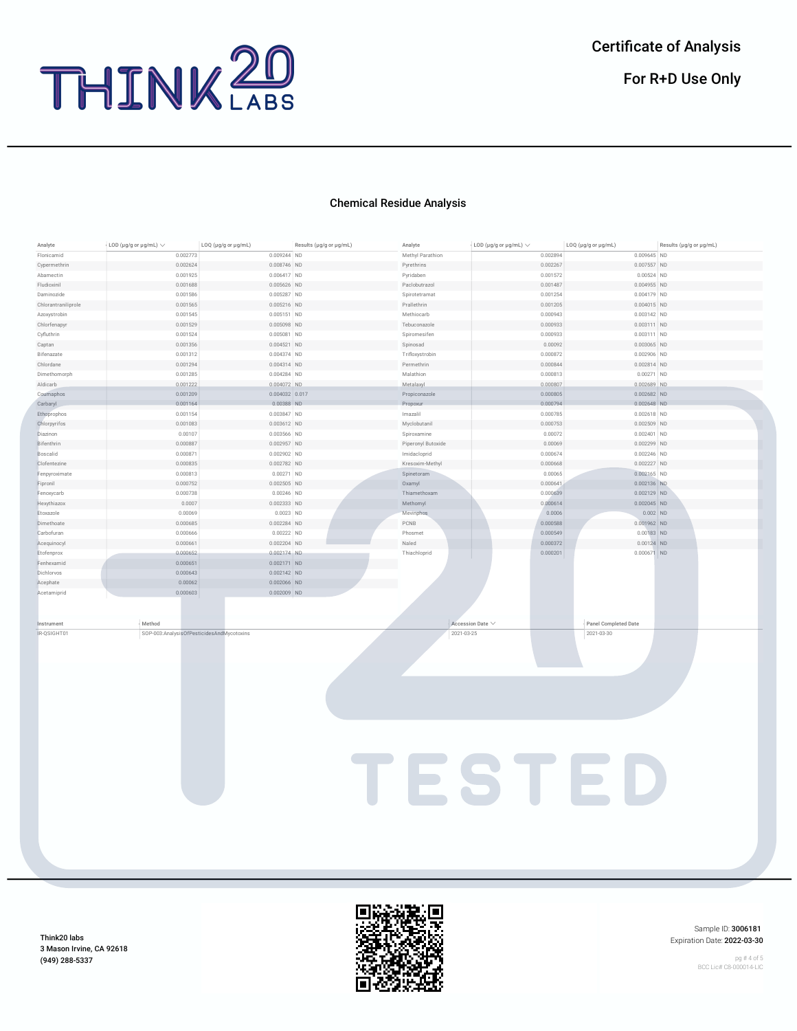# Certificate of Analysis

**For R+D Use Only**

## Chemical Residue Analysis

| Analyte | LOD (µg/g or µg/mL) | LOQ (µg/g or µg/mL) | Results (µg/g or µg/mL) |
|---|---|---|---|
| Flonicamid | 0.002773 | 0.009244 | ND |
| Cypermethrin | 0.002624 | 0.008746 | ND |
| Abamectin | 0.001925 | 0.006417 | ND |
| Fludioxinil | 0.001688 | 0.005626 | ND |
| Daminozide | 0.001586 | 0.005287 | ND |
| Chlorantraniliprole | 0.001565 | 0.005216 | ND |
| Azoxystrobin | 0.001545 | 0.005151 | ND |
| Chlorfenapyr | 0.001529 | 0.005098 | ND |
| Cyfluthrin | 0.001524 | 0.005081 | ND |
| Captan | 0.001356 | 0.004521 | ND |
| Bifenazate | 0.001312 | 0.004374 | ND |
| Chlordane | 0.001294 | 0.004314 | ND |
| Dimethomorph | 0.001285 | 0.004284 | ND |
| Aldicarb | 0.001222 | 0.004072 | ND |
| Coumaphos | 0.001209 | 0.004032 | 0.017 |
| Carbaryl | 0.001164 | 0.00388 | ND |
| Ethoprophos | 0.001154 | 0.003847 | ND |
| Chlorpyrifos | 0.001083 | 0.003612 | ND |
| Diazinon | 0.00107 | 0.003566 | ND |
| Bifenthrin | 0.000887 | 0.002957 | ND |
| Boscalid | 0.000871 | 0.002902 | ND |
| Clofentezine | 0.000835 | 0.002782 | ND |
| Fenpyroximate | 0.000813 | 0.00271 | ND |
| Fipronil | 0.000752 | 0.002505 | ND |
| Fenoxycarb | 0.000738 | 0.00246 | ND |
| Hexythiazox | 0.0007 | 0.002333 | ND |
| Etoxazole | 0.00069 | 0.0023 | ND |
| Dimethoate | 0.000685 | 0.002284 | ND |
| Carbofuran | 0.000666 | 0.00222 | ND |
| Acequinocyl | 0.000661 | 0.002204 | ND |
| Etofenprox | 0.000652 | 0.002174 | ND |
| Fenhexamid | 0.000651 | 0.002171 | ND |
| Dichlorvos | 0.000643 | 0.002142 | ND |
| Acephate | 0.00062 | 0.002066 | ND |
| Acetamiprid | 0.000603 | 0.002009 | ND |
| Methyl Parathion | 0.002894 | 0.009645 | ND |
| Pyrethrins | 0.002267 | 0.007557 | ND |
| Pyridaben | 0.001572 | 0.00524 | ND |
| Paclobutrazol | 0.001487 | 0.004955 | ND |
| Spirotetramat | 0.001254 | 0.004179 | ND |
| Prallethrin | 0.001205 | 0.004015 | ND |
| Methiocarb | 0.000943 | 0.003142 | ND |
| Tebuconazole | 0.000933 | 0.003111 | ND |
| Spiromesifen | 0.000933 | 0.003111 | ND |
| Spinosad | 0.00092 | 0.003065 | ND |
| Trifloxystrobin | 0.000872 | 0.002906 | ND |
| Permethrin | 0.000844 | 0.002814 | ND |
| Malathion | 0.000813 | 0.00271 | ND |
| Metalaxyl | 0.000807 | 0.002689 | ND |
| Propiconazole | 0.000805 | 0.002682 | ND |
| Propoxur | 0.000794 | 0.002648 | ND |
| Imazalil | 0.000785 | 0.002618 | ND |
| Myclobutanil | 0.000753 | 0.002509 | ND |
| Spiroxamine | 0.00072 | 0.002401 | ND |
| Piperonyl Butoxide | 0.00069 | 0.002299 | ND |
| Imidacloprid | 0.000674 | 0.002246 | ND |
| Kresoxim-Methyl | 0.000668 | 0.002227 | ND |
| Spinetoram | 0.00065 | 0.002165 | ND |
| Oxamyl | 0.000641 | 0.002136 | ND |
| Thiamethoxam | 0.000639 | 0.002129 | ND |
| Methomyl | 0.000614 | 0.002045 | ND |
| Mevinphos | 0.0006 | 0.002 | ND |
| PCNB | 0.000588 | 0.001962 | ND |
| Phosmet | 0.000549 | 0.00183 | ND |
| Naled | 0.000372 | 0.00124 | ND |
| Thiacloprid | 0.000201 | 0.000671 | ND |

| Instrument | Method | Accession Date | Panel Completed Date |
|---|---|---|---|
| IR-QSIGHT01 | SOP-003:AnalysisOfPesticidesAndMycotoxins | 2021-03-25 | 2021-03-30 |

**Think20 labs**
**3 Mason Irvine, CA 92618**
**(949) 288-5337**

Sample ID: **3006181**
Expiration Date: **2022-03-30**

BCC Lic# C8-000014-LIC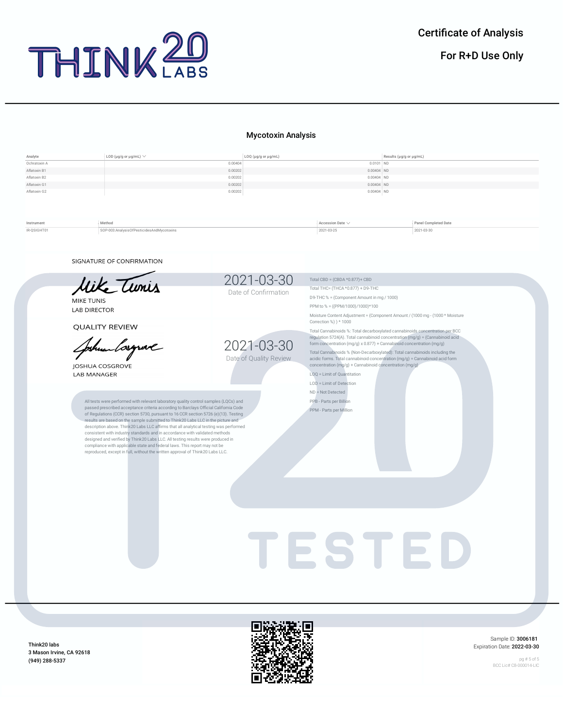Certificate of Analysis

For R+D Use Only

## Mycotoxin Analysis

| Analyte | LOD (µg/g or µg/mL) | LOQ (µg/g or µg/mL) | Results (µg/g or µg/mL) |
|---|---|---|---|
| Ochratoxin A | 0.00404 | 0.0101 | ND |
| Aflatoxin B1 | 0.00202 | 0.00404 | ND |
| Aflatoxin B2 | 0.00202 | 0.00404 | ND |
| Aflatoxin G1 | 0.00202 | 0.00404 | ND |
| Aflatoxin G2 | 0.00202 | 0.00404 | ND |

| Instrument | Method | Accession Date | Panel Completed Date |
|---|---|---|---|
| IR-QSIGHT01 | SOP-003:AnalysisOfPesticidesAndMycotoxins | 2021-03-25 | 2021-03-30 |

SIGNATURE OF CONFIRMATION

MIKE TUNIS
LAB DIRECTOR

2021-03-30
Date of Confirmation

QUALITY REVIEW

JOSHUA COSGROVE
LAB MANAGER

2021-03-30
Date of Quality Review

Total CBD = (CBDA *0.877)+ CBD

Total THC= (THCA *0.877) + D9-THC

D9-THC % = (Component Amount in mg / 1000)

PPM to % = ((PPM/1000)/1000)*100

Moisture Content Adjustment = (Component Amount / (1000 mg - (1000 * Moisture Correction %) ) * 1000

Total Cannabinoids %: Total decarboxylated cannabinoids concentration per BCC regulation 5724(A). Total cannabinoid concentration (mg/g) = (Cannabinoid acid form concentration (mg/g) x 0.877) + Cannabinoid concentration (mg/g)

Total Cannabinoids % (Non-Decarboxylated): Total cannabinoids including the acidic forms. Total cannabinoid concentration (mg/g) = Cannabinoid acid form concentration (mg/g) + Cannabinoid concentration (mg/g)

LOQ = Limit of Quantitation

LOD = Limit of Detection

ND = Not Detected

PPB - Parts per Billion

PPM - Parts per Million

All tests were performed with relevant laboratory quality control samples (LQCs) and passed prescribed acceptance criteria according to Barclays Official California Code of Regulations (CCR) section 5730, pursuant to 16 CCR section 5726 (e)(13). Testing results are based on the sample submitted to Think20 Labs LLC in the picture and description above. Think20 Labs LLC affirms that all analytical testing was performed consistent with industry standards and in accordance with validated methods designed and verified by Think20 Labs LLC. All testing results were produced in compliance with applicable state and federal laws. This report may not be reproduced, except in full, without the written approval of Think20 Labs LLC.

Think20 labs
3 Mason Irvine, CA 92618
(949) 288-5337

Sample ID: **3006181**
Expiration Date: **2022-03-30**

BCC Lic# C8-000014-LIC